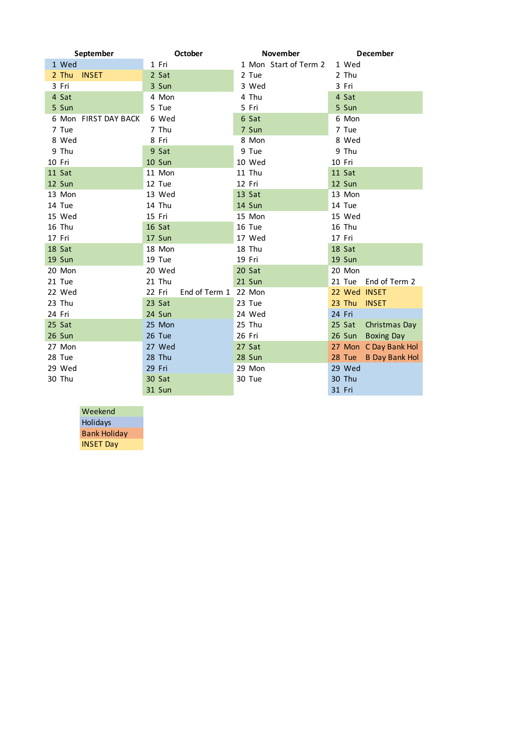| September | | | October | | | November | | | December | | |
|---|---|---|---|---|---|---|---|---|---|---|---|
| 1 | Wed | | 1 | Fri | | 1 | Mon | Start of Term 2 | 1 | Wed | |
| 2 | Thu | INSET | 2 | Sat | | 2 | Tue | | 2 | Thu | |
| 3 | Fri | | 3 | Sun | | 3 | Wed | | 3 | Fri | |
| 4 | Sat | | 4 | Mon | | 4 | Thu | | 4 | Sat | |
| 5 | Sun | | 5 | Tue | | 5 | Fri | | 5 | Sun | |
| 6 | Mon | FIRST DAY BACK | 6 | Wed | | 6 | Sat | | 6 | Mon | |
| 7 | Tue | | 7 | Thu | | 7 | Sun | | 7 | Tue | |
| 8 | Wed | | 8 | Fri | | 8 | Mon | | 8 | Wed | |
| 9 | Thu | | 9 | Sat | | 9 | Tue | | 9 | Thu | |
| 10 | Fri | | 10 | Sun | | 10 | Wed | | 10 | Fri | |
| 11 | Sat | | 11 | Mon | | 11 | Thu | | 11 | Sat | |
| 12 | Sun | | 12 | Tue | | 12 | Fri | | 12 | Sun | |
| 13 | Mon | | 13 | Wed | | 13 | Sat | | 13 | Mon | |
| 14 | Tue | | 14 | Thu | | 14 | Sun | | 14 | Tue | |
| 15 | Wed | | 15 | Fri | | 15 | Mon | | 15 | Wed | |
| 16 | Thu | | 16 | Sat | | 16 | Tue | | 16 | Thu | |
| 17 | Fri | | 17 | Sun | | 17 | Wed | | 17 | Fri | |
| 18 | Sat | | 18 | Mon | | 18 | Thu | | 18 | Sat | |
| 19 | Sun | | 19 | Tue | | 19 | Fri | | 19 | Sun | |
| 20 | Mon | | 20 | Wed | | 20 | Sat | | 20 | Mon | |
| 21 | Tue | | 21 | Thu | | 21 | Sun | | 21 | Tue | End of Term 2 |
| 22 | Wed | | 22 | Fri | End of Term 1 | 22 | Mon | | 22 | Wed | INSET |
| 23 | Thu | | 23 | Sat | | 23 | Tue | | 23 | Thu | INSET |
| 24 | Fri | | 24 | Sun | | 24 | Wed | | 24 | Fri | |
| 25 | Sat | | 25 | Mon | | 25 | Thu | | 25 | Sat | Christmas Day |
| 26 | Sun | | 26 | Tue | | 26 | Fri | | 26 | Sun | Boxing Day |
| 27 | Mon | | 27 | Wed | | 27 | Sat | | 27 | Mon | C Day Bank Hol |
| 28 | Tue | | 28 | Thu | | 28 | Sun | | 28 | Tue | B Day Bank Hol |
| 29 | Wed | | 29 | Fri | | 29 | Mon | | 29 | Wed | |
| 30 | Thu | | 30 | Sat | | 30 | Tue | | 30 | Thu | |
| | | | 31 | Sun | | | | | 31 | Fri | |

Weekend
Holidays
Bank Holiday
INSET Day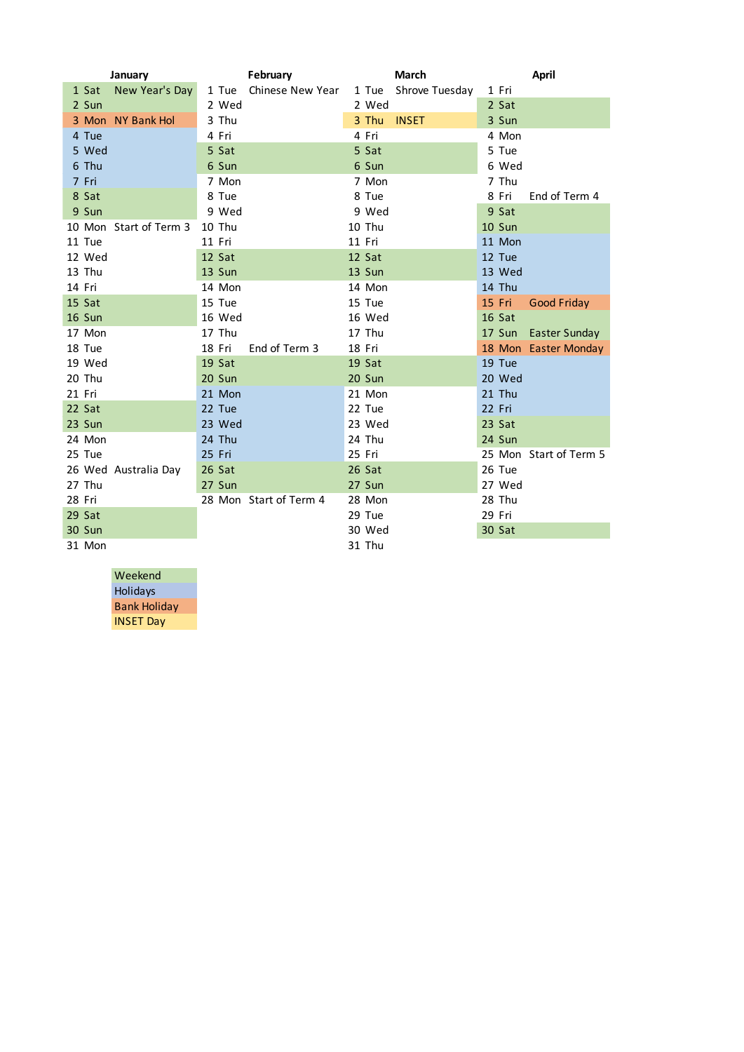| January | | | February | | | March | | | April | | |
|---|---|---|---|---|---|---|---|---|---|---|---|
| 1 | Sat | New Year's Day | 1 | Tue | Chinese New Year | 1 | Tue | Shrove Tuesday | 1 | Fri | |
| 2 | Sun | | 2 | Wed | | 2 | Wed | | 2 | Sat | |
| 3 | Mon | NY Bank Hol | 3 | Thu | | 3 | Thu | INSET | 3 | Sun | |
| 4 | Tue | | 4 | Fri | | 4 | Fri | | 4 | Mon | |
| 5 | Wed | | 5 | Sat | | 5 | Sat | | 5 | Tue | |
| 6 | Thu | | 6 | Sun | | 6 | Sun | | 6 | Wed | |
| 7 | Fri | | 7 | Mon | | 7 | Mon | | 7 | Thu | |
| 8 | Sat | | 8 | Tue | | 8 | Tue | | 8 | Fri | End of Term 4 |
| 9 | Sun | | 9 | Wed | | 9 | Wed | | 9 | Sat | |
| 10 | Mon | Start of Term 3 | 10 | Thu | | 10 | Thu | | 10 | Sun | |
| 11 | Tue | | 11 | Fri | | 11 | Fri | | 11 | Mon | |
| 12 | Wed | | 12 | Sat | | 12 | Sat | | 12 | Tue | |
| 13 | Thu | | 13 | Sun | | 13 | Sun | | 13 | Wed | |
| 14 | Fri | | 14 | Mon | | 14 | Mon | | 14 | Thu | |
| 15 | Sat | | 15 | Tue | | 15 | Tue | | 15 | Fri | Good Friday |
| 16 | Sun | | 16 | Wed | | 16 | Wed | | 16 | Sat | |
| 17 | Mon | | 17 | Thu | | 17 | Thu | | 17 | Sun | Easter Sunday |
| 18 | Tue | | 18 | Fri | End of Term 3 | 18 | Fri | | 18 | Mon | Easter Monday |
| 19 | Wed | | 19 | Sat | | 19 | Sat | | 19 | Tue | |
| 20 | Thu | | 20 | Sun | | 20 | Sun | | 20 | Wed | |
| 21 | Fri | | 21 | Mon | | 21 | Mon | | 21 | Thu | |
| 22 | Sat | | 22 | Tue | | 22 | Tue | | 22 | Fri | |
| 23 | Sun | | 23 | Wed | | 23 | Wed | | 23 | Sat | |
| 24 | Mon | | 24 | Thu | | 24 | Thu | | 24 | Sun | |
| 25 | Tue | | 25 | Fri | | 25 | Fri | | 25 | Mon | Start of Term 5 |
| 26 | Wed | Australia Day | 26 | Sat | | 26 | Sat | | 26 | Tue | |
| 27 | Thu | | 27 | Sun | | 27 | Sun | | 27 | Wed | |
| 28 | Fri | | 28 | Mon | Start of Term 4 | 28 | Mon | | 28 | Thu | |
| 29 | Sat | | | | | 29 | Tue | | 29 | Fri | |
| 30 | Sun | | | | | 30 | Wed | | 30 | Sat | |
| 31 | Mon | | | | | 31 | Thu | | | | |

Weekend
Holidays
Bank Holiday
INSET Day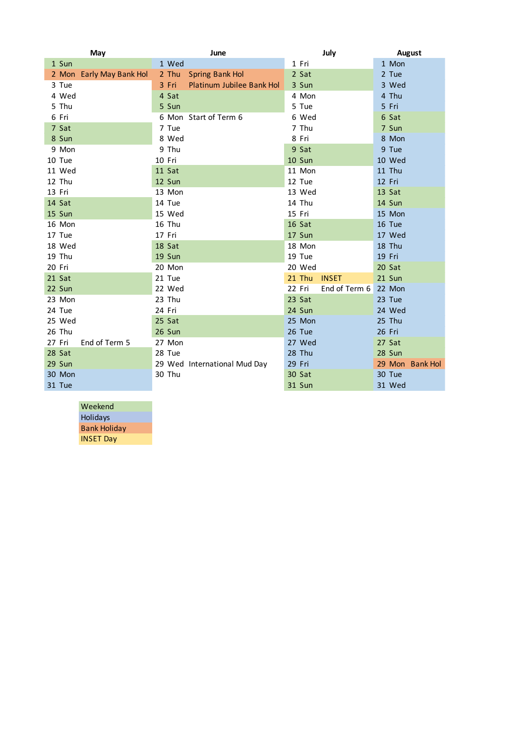| May | | | June | | | July | | | August | | |
|---|---|---|---|---|---|---|---|---|---|---|---|
| 1 | Sun | | 1 | Wed | | 1 | Fri | | 1 | Mon | |
| 2 | Mon | Early May Bank Hol | 2 | Thu | Spring Bank Hol | 2 | Sat | | 2 | Tue | |
| 3 | Tue | | 3 | Fri | Platinum Jubilee Bank Hol | 3 | Sun | | 3 | Wed | |
| 4 | Wed | | 4 | Sat | | 4 | Mon | | 4 | Thu | |
| 5 | Thu | | 5 | Sun | | 5 | Tue | | 5 | Fri | |
| 6 | Fri | | 6 | Mon | Start of Term 6 | 6 | Wed | | 6 | Sat | |
| 7 | Sat | | 7 | Tue | | 7 | Thu | | 7 | Sun | |
| 8 | Sun | | 8 | Wed | | 8 | Fri | | 8 | Mon | |
| 9 | Mon | | 9 | Thu | | 9 | Sat | | 9 | Tue | |
| 10 | Tue | | 10 | Fri | | 10 | Sun | | 10 | Wed | |
| 11 | Wed | | 11 | Sat | | 11 | Mon | | 11 | Thu | |
| 12 | Thu | | 12 | Sun | | 12 | Tue | | 12 | Fri | |
| 13 | Fri | | 13 | Mon | | 13 | Wed | | 13 | Sat | |
| 14 | Sat | | 14 | Tue | | 14 | Thu | | 14 | Sun | |
| 15 | Sun | | 15 | Wed | | 15 | Fri | | 15 | Mon | |
| 16 | Mon | | 16 | Thu | | 16 | Sat | | 16 | Tue | |
| 17 | Tue | | 17 | Fri | | 17 | Sun | | 17 | Wed | |
| 18 | Wed | | 18 | Sat | | 18 | Mon | | 18 | Thu | |
| 19 | Thu | | 19 | Sun | | 19 | Tue | | 19 | Fri | |
| 20 | Fri | | 20 | Mon | | 20 | Wed | | 20 | Sat | |
| 21 | Sat | | 21 | Tue | | 21 | Thu | INSET | 21 | Sun | |
| 22 | Sun | | 22 | Wed | | 22 | Fri | End of Term 6 | 22 | Mon | |
| 23 | Mon | | 23 | Thu | | 23 | Sat | | 23 | Tue | |
| 24 | Tue | | 24 | Fri | | 24 | Sun | | 24 | Wed | |
| 25 | Wed | | 25 | Sat | | 25 | Mon | | 25 | Thu | |
| 26 | Thu | | 26 | Sun | | 26 | Tue | | 26 | Fri | |
| 27 | Fri | End of Term 5 | 27 | Mon | | 27 | Wed | | 27 | Sat | |
| 28 | Sat | | 28 | Tue | | 28 | Thu | | 28 | Sun | |
| 29 | Sun | | 29 | Wed | International Mud Day | 29 | Fri | | 29 | Mon | Bank Hol |
| 30 | Mon | | 30 | Thu | | 30 | Sat | | 30 | Tue | |
| 31 | Tue | | | | | 31 | Sun | | 31 | Wed | |

Weekend
Holidays
Bank Holiday
INSET Day